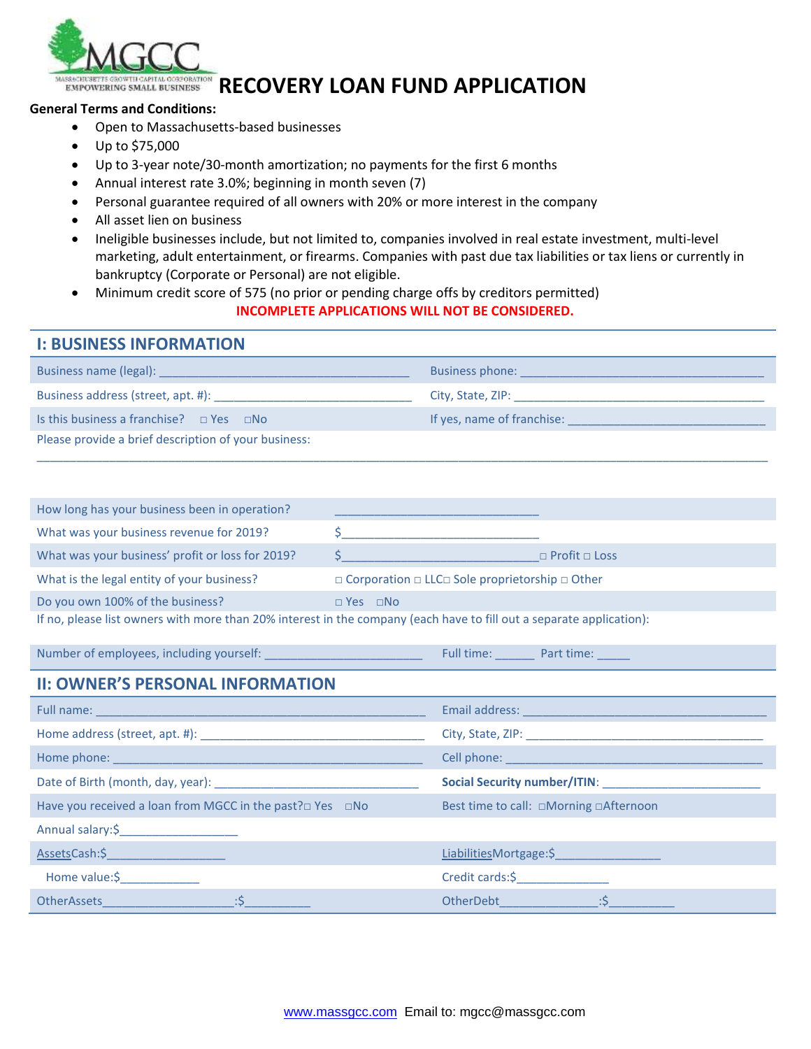MASSACHUSETTS GROWTH CAPITAL CORPORATION
EMPOWERING SMALL BUSINESS

# RECOVERY LOAN FUND APPLICATION

**General Terms and Conditions:**

- Open to Massachusetts-based businesses
- Up to $75,000
- Up to 3-year note/30-month amortization; no payments for the first 6 months
- Annual interest rate 3.0%; beginning in month seven (7)
- Personal guarantee required of all owners with 20% or more interest in the company
- All asset lien on business
- Ineligible businesses include, but not limited to, companies involved in real estate investment, multi-level marketing, adult entertainment, or firearms. Companies with past due tax liabilities or tax liens or currently in bankruptcy (Corporate or Personal) are not eligible.
- Minimum credit score of 575 (no prior or pending charge offs by creditors permitted)

**INCOMPLETE APPLICATIONS WILL NOT BE CONSIDERED.**

## I: BUSINESS INFORMATION

Business name (legal): ______________________________ Business phone: ______________________________

Business address (street, apt. #): ______________________________ City, State, ZIP: ______________________________

Is this business a franchise? □ Yes □No If yes, name of franchise: ______________________________

Please provide a brief description of your business:

______________________________________________________________________________

How long has your business been in operation? ______________________________

What was your business revenue for 2019? $______________________________

What was your business' profit or loss for 2019? $______________________________ □ Profit □ Loss

What is the legal entity of your business? □ Corporation □ LLC□ Sole proprietorship □ Other

Do you own 100% of the business? □ Yes □No

If no, please list owners with more than 20% interest in the company (each have to fill out a separate application):

Number of employees, including yourself: ______________________ Full time: ______ Part time: _____

## II: OWNER'S PERSONAL INFORMATION

Full name: ______________________________ Email address: ______________________________

Home address (street, apt. #): ______________________________ City, State, ZIP: ______________________________

Home phone: ______________________________ Cell phone: ______________________________

Date of Birth (month, day, year): ______________________________ **Social Security number/ITIN**: ______________________

Have you received a loan from MGCC in the past?□ Yes □No Best time to call: □Morning □Afternoon

Annual salary:$_________________

Assets Cash:$_________________ Liabilities Mortgage:$_______________

Home value:$____________ Credit cards:$_____________

OtherAssets___________________:$__________ OtherDebt______________:$__________

www.massgcc.com Email to: mgcc@massgcc.com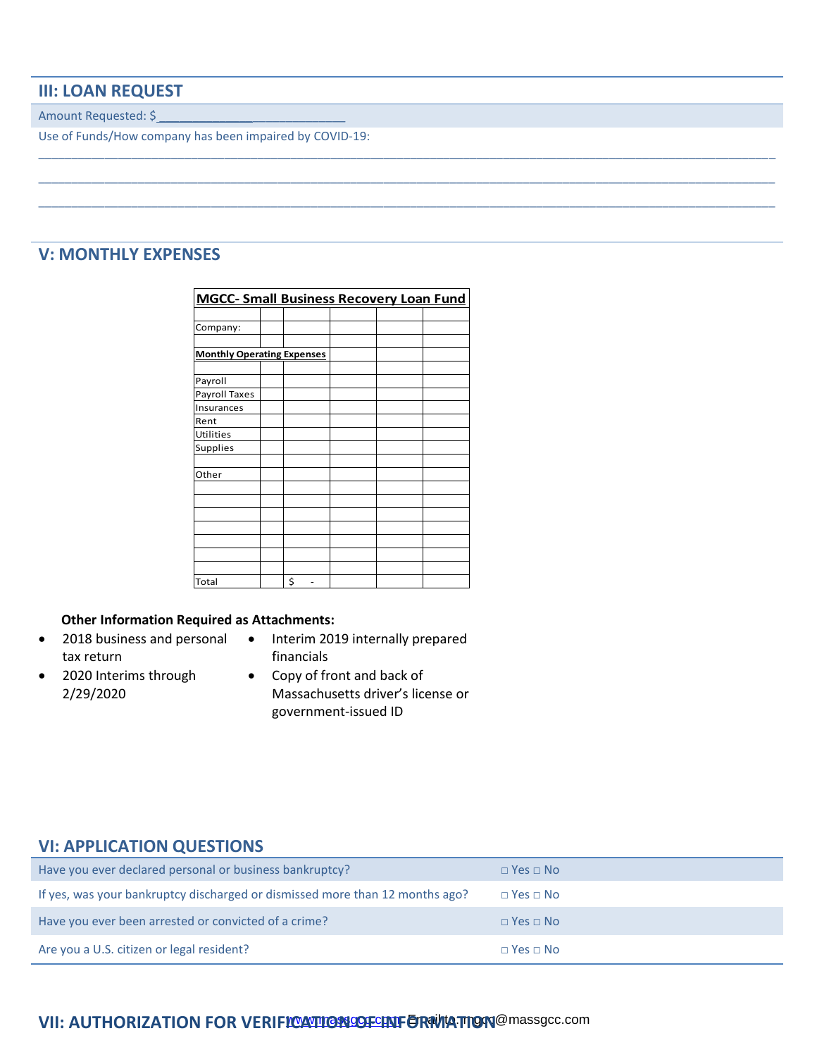## III: LOAN REQUEST

Amount Requested: $____________________________

Use of Funds/How company has been impaired by COVID-19:

_______________________________________________________________________________________________________

_______________________________________________________________________________________________________

_______________________________________________________________________________________________________

## V: MONTHLY EXPENSES

| MGCC- Small Business Recovery Loan Fund | | | | | |
|---|---|---|---|---|---|
| | | | | | |
| Company: | | | | | |
| | | | | | |
| **Monthly Operating Expenses** | | | | | |
| | | | | | |
| Payroll | | | | | |
| Payroll Taxes | | | | | |
| Insurances | | | | | |
| Rent | | | | | |
| Utilities | | | | | |
| Supplies | | | | | |
| | | | | | |
| Other | | | | | |
| | | | | | |
| | | | | | |
| | | | | | |
| | | | | | |
| | | | | | |
| | | | | | |
| | | | | | |
| Total | | $ - | | | |

**Other Information Required as Attachments:**

- 2018 business and personal tax return
- 2020 Interims through 2/29/2020
- Interim 2019 internally prepared financials
- Copy of front and back of Massachusetts driver's license or government-issued ID

## VI: APPLICATION QUESTIONS

| | |
|---|---|
| Have you ever declared personal or business bankruptcy? | □ Yes □ No |
| If yes, was your bankruptcy discharged or dismissed more than 12 months ago? | □ Yes □ No |
| Have you ever been arrested or convicted of a crime? | □ Yes □ No |
| Are you a U.S. citizen or legal resident? | □ Yes □ No |

## VII: AUTHORIZATION FOR VERIFICATION OF INFORMATION

www.massgcc.com Email to: mgcc@massgcc.com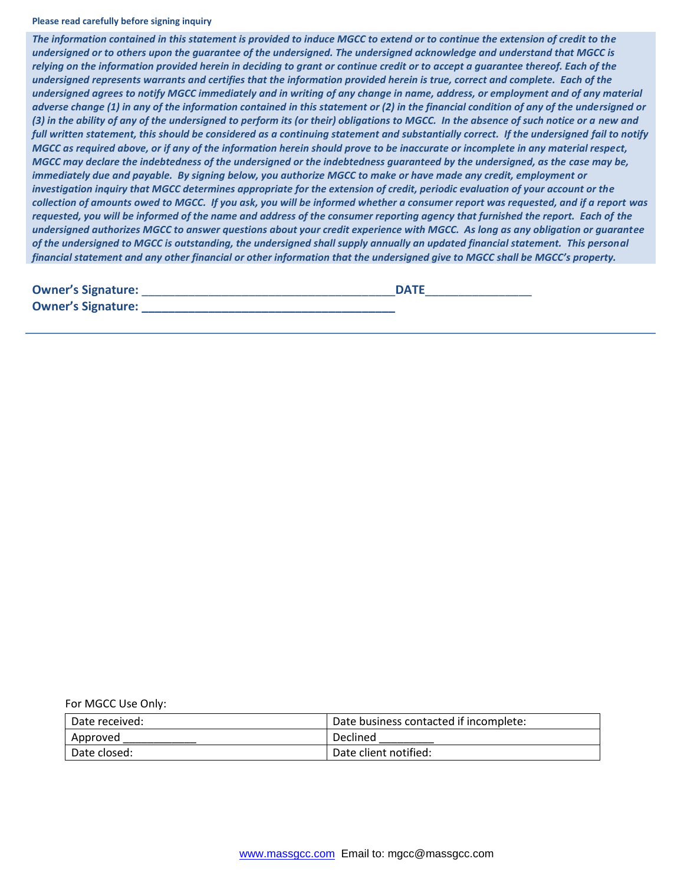**Please read carefully before signing inquiry**

***The information contained in this statement is provided to induce MGCC to extend or to continue the extension of credit to the undersigned or to others upon the guarantee of the undersigned. The undersigned acknowledge and understand that MGCC is relying on the information provided herein in deciding to grant or continue credit or to accept a guarantee thereof. Each of the undersigned represents warrants and certifies that the information provided herein is true, correct and complete. Each of the undersigned agrees to notify MGCC immediately and in writing of any change in name, address, or employment and of any material adverse change (1) in any of the information contained in this statement or (2) in the financial condition of any of the undersigned or (3) in the ability of any of the undersigned to perform its (or their) obligations to MGCC. In the absence of such notice or a new and full written statement, this should be considered as a continuing statement and substantially correct. If the undersigned fail to notify MGCC as required above, or if any of the information herein should prove to be inaccurate or incomplete in any material respect, MGCC may declare the indebtedness of the undersigned or the indebtedness guaranteed by the undersigned, as the case may be, immediately due and payable. By signing below, you authorize MGCC to make or have made any credit, employment or investigation inquiry that MGCC determines appropriate for the extension of credit, periodic evaluation of your account or the collection of amounts owed to MGCC. If you ask, you will be informed whether a consumer report was requested, and if a report was requested, you will be informed of the name and address of the consumer reporting agency that furnished the report. Each of the undersigned authorizes MGCC to answer questions about your credit experience with MGCC. As long as any obligation or guarantee of the undersigned to MGCC is outstanding, the undersigned shall supply annually an updated financial statement. This personal financial statement and any other financial or other information that the undersigned give to MGCC shall be MGCC's property.***

**Owner's Signature:** ________________________________________ **DATE**_________________

**Owner's Signature:** ________________________________________

---

For MGCC Use Only:

| | |
|---|---|
| Date received: | Date business contacted if incomplete: |
| Approved ____________ | Declined _________ |
| Date closed: | Date client notified: |

www.massgcc.com Email to: mgcc@massgcc.com